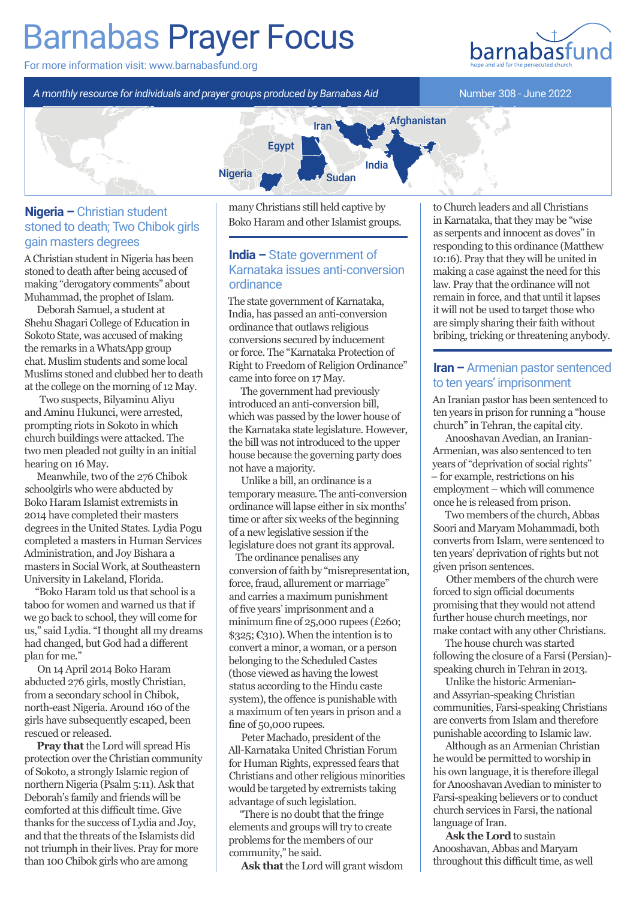# Barnabas Prayer Focus

For more information visit: www.barnabasfund.org

barnabasfund — hope and aid for the persecuted church

*A monthly resource for individuals and prayer groups produced by Barnabas Aid*

Number 308 - June 2022

Iran · Afghanistan · Egypt · India · Nigeria · Sudan

## Nigeria – Christian student stoned to death; Two Chibok girls gain masters degrees

A Christian student in Nigeria has been stoned to death after being accused of making "derogatory comments" about Muhammad, the prophet of Islam.

Deborah Samuel, a student at Shehu Shagari College of Education in Sokoto State, was accused of making the remarks in a WhatsApp group chat. Muslim students and some local Muslims stoned and clubbed her to death at the college on the morning of 12 May.

Two suspects, Bilyaminu Aliyu and Aminu Hukunci, were arrested, prompting riots in Sokoto in which church buildings were attacked. The two men pleaded not guilty in an initial hearing on 16 May.

Meanwhile, two of the 276 Chibok schoolgirls who were abducted by Boko Haram Islamist extremists in 2014 have completed their masters degrees in the United States. Lydia Pogu completed a masters in Human Services Administration, and Joy Bishara a masters in Social Work, at Southeastern University in Lakeland, Florida.

"Boko Haram told us that school is a taboo for women and warned us that if we go back to school, they will come for us," said Lydia. "I thought all my dreams had changed, but God had a different plan for me."

On 14 April 2014 Boko Haram abducted 276 girls, mostly Christian, from a secondary school in Chibok, north-east Nigeria. Around 160 of the girls have subsequently escaped, been rescued or released.

**Pray that** the Lord will spread His protection over the Christian community of Sokoto, a strongly Islamic region of northern Nigeria (Psalm 5:11). Ask that Deborah's family and friends will be comforted at this difficult time. Give thanks for the success of Lydia and Joy, and that the threats of the Islamists did not triumph in their lives. Pray for more than 100 Chibok girls who are among many Christians still held captive by Boko Haram and other Islamist groups.

## India – State government of Karnataka issues anti-conversion ordinance

The state government of Karnataka, India, has passed an anti-conversion ordinance that outlaws religious conversions secured by inducement or force. The "Karnataka Protection of Right to Freedom of Religion Ordinance" came into force on 17 May.

The government had previously introduced an anti-conversion bill, which was passed by the lower house of the Karnataka state legislature. However, the bill was not introduced to the upper house because the governing party does not have a majority.

Unlike a bill, an ordinance is a temporary measure. The anti-conversion ordinance will lapse either in six months' time or after six weeks of the beginning of a new legislative session if the legislature does not grant its approval.

The ordinance penalises any conversion of faith by "misrepresentation, force, fraud, allurement or marriage" and carries a maximum punishment of five years' imprisonment and a minimum fine of 25,000 rupees (£260; $325; €310). When the intention is to convert a minor, a woman, or a person belonging to the Scheduled Castes (those viewed as having the lowest status according to the Hindu caste system), the offence is punishable with a maximum of ten years in prison and a fine of 50,000 rupees.

Peter Machado, president of the All-Karnataka United Christian Forum for Human Rights, expressed fears that Christians and other religious minorities would be targeted by extremists taking advantage of such legislation.

"There is no doubt that the fringe elements and groups will try to create problems for the members of our community," he said.

**Ask that** the Lord will grant wisdom to Church leaders and all Christians in Karnataka, that they may be "wise as serpents and innocent as doves" in responding to this ordinance (Matthew 10:16). Pray that they will be united in making a case against the need for this law. Pray that the ordinance will not remain in force, and that until it lapses it will not be used to target those who are simply sharing their faith without bribing, tricking or threatening anybody.

## Iran – Armenian pastor sentenced to ten years' imprisonment

An Iranian pastor has been sentenced to ten years in prison for running a "house church" in Tehran, the capital city.

Anooshavan Avedian, an Iranian-Armenian, was also sentenced to ten years of "deprivation of social rights" – for example, restrictions on his employment – which will commence once he is released from prison.

Two members of the church, Abbas Soori and Maryam Mohammadi, both converts from Islam, were sentenced to ten years' deprivation of rights but not given prison sentences.

Other members of the church were forced to sign official documents promising that they would not attend further house church meetings, nor make contact with any other Christians.

The house church was started following the closure of a Farsi (Persian)-speaking church in Tehran in 2013.

Unlike the historic Armenian- and Assyrian-speaking Christian communities, Farsi-speaking Christians are converts from Islam and therefore punishable according to Islamic law.

Although as an Armenian Christian he would be permitted to worship in his own language, it is therefore illegal for Anooshavan Avedian to minister to Farsi-speaking believers or to conduct church services in Farsi, the national language of Iran.

**Ask the Lord** to sustain Anooshavan, Abbas and Maryam throughout this difficult time, as well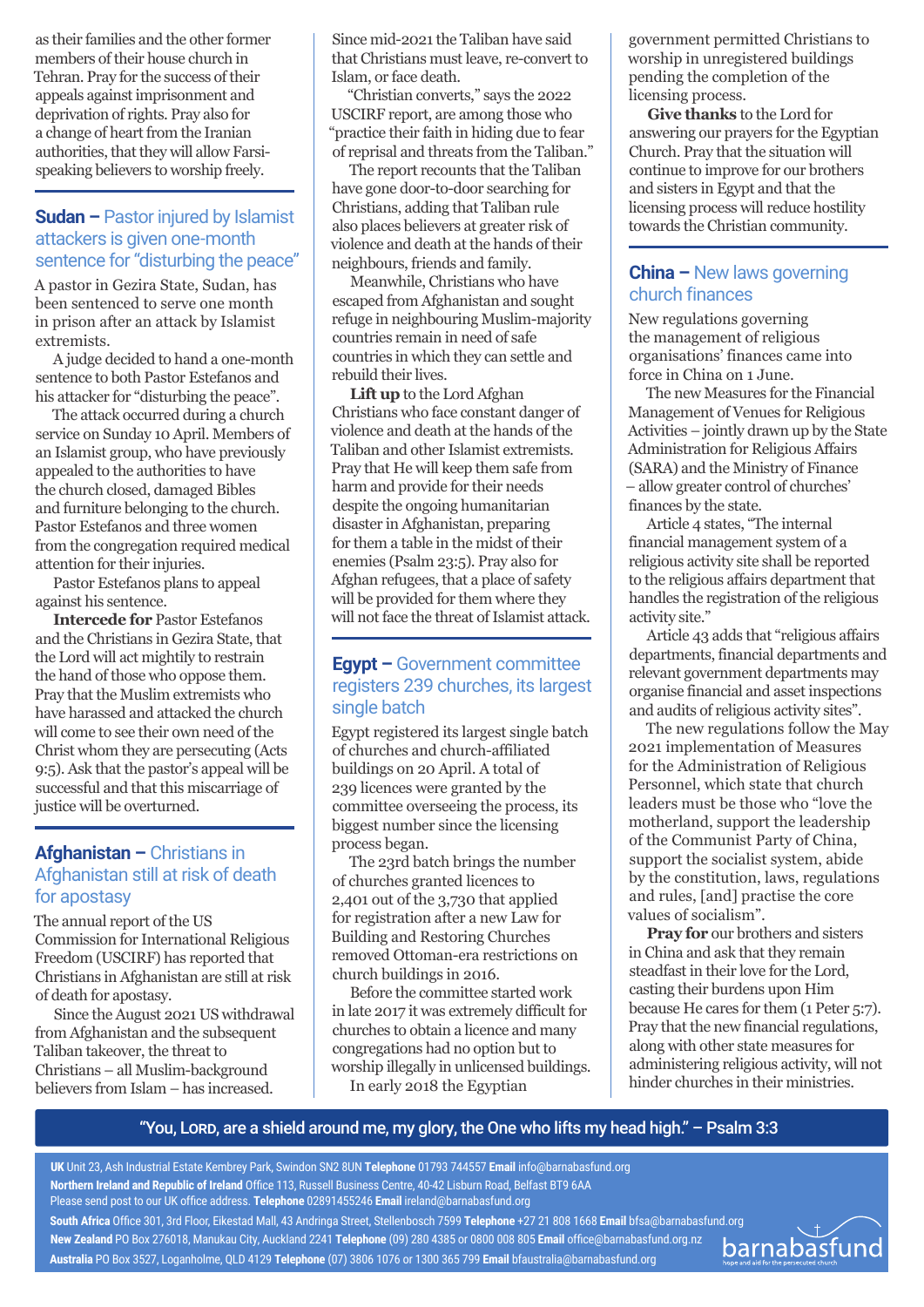as their families and the other former members of their house church in Tehran. Pray for the success of their appeals against imprisonment and deprivation of rights. Pray also for a change of heart from the Iranian authorities, that they will allow Farsi-speaking believers to worship freely.

## Sudan – Pastor injured by Islamist attackers is given one-month sentence for "disturbing the peace"

A pastor in Gezira State, Sudan, has been sentenced to serve one month in prison after an attack by Islamist extremists.

A judge decided to hand a one-month sentence to both Pastor Estefanos and his attacker for "disturbing the peace".

The attack occurred during a church service on Sunday 10 April. Members of an Islamist group, who have previously appealed to the authorities to have the church closed, damaged Bibles and furniture belonging to the church. Pastor Estefanos and three women from the congregation required medical attention for their injuries.

Pastor Estefanos plans to appeal against his sentence.

**Intercede for** Pastor Estefanos and the Christians in Gezira State, that the Lord will act mightily to restrain the hand of those who oppose them. Pray that the Muslim extremists who have harassed and attacked the church will come to see their own need of the Christ whom they are persecuting (Acts 9:5). Ask that the pastor's appeal will be successful and that this miscarriage of justice will be overturned.

## Afghanistan – Christians in Afghanistan still at risk of death for apostasy

The annual report of the US Commission for International Religious Freedom (USCIRF) has reported that Christians in Afghanistan are still at risk of death for apostasy.

Since the August 2021 US withdrawal from Afghanistan and the subsequent Taliban takeover, the threat to Christians – all Muslim-background believers from Islam – has increased. Since mid-2021 the Taliban have said that Christians must leave, re-convert to Islam, or face death.

"Christian converts," says the 2022 USCIRF report, are among those who "practice their faith in hiding due to fear of reprisal and threats from the Taliban."

The report recounts that the Taliban have gone door-to-door searching for Christians, adding that Taliban rule also places believers at greater risk of violence and death at the hands of their neighbours, friends and family.

Meanwhile, Christians who have escaped from Afghanistan and sought refuge in neighbouring Muslim-majority countries remain in need of safe countries in which they can settle and rebuild their lives.

**Lift up** to the Lord Afghan Christians who face constant danger of violence and death at the hands of the Taliban and other Islamist extremists. Pray that He will keep them safe from harm and provide for their needs despite the ongoing humanitarian disaster in Afghanistan, preparing for them a table in the midst of their enemies (Psalm 23:5). Pray also for Afghan refugees, that a place of safety will be provided for them where they will not face the threat of Islamist attack.

## Egypt – Government committee registers 239 churches, its largest single batch

Egypt registered its largest single batch of churches and church-affiliated buildings on 20 April. A total of 239 licences were granted by the committee overseeing the process, its biggest number since the licensing process began.

The 23rd batch brings the number of churches granted licences to 2,401 out of the 3,730 that applied for registration after a new Law for Building and Restoring Churches removed Ottoman-era restrictions on church buildings in 2016.

Before the committee started work in late 2017 it was extremely difficult for churches to obtain a licence and many congregations had no option but to worship illegally in unlicensed buildings.

In early 2018 the Egyptian government permitted Christians to worship in unregistered buildings pending the completion of the licensing process.

**Give thanks** to the Lord for answering our prayers for the Egyptian Church. Pray that the situation will continue to improve for our brothers and sisters in Egypt and that the licensing process will reduce hostility towards the Christian community.

## China – New laws governing church finances

New regulations governing the management of religious organisations' finances came into force in China on 1 June.

The new Measures for the Financial Management of Venues for Religious Activities – jointly drawn up by the State Administration for Religious Affairs (SARA) and the Ministry of Finance – allow greater control of churches' finances by the state.

Article 4 states, "The internal financial management system of a religious activity site shall be reported to the religious affairs department that handles the registration of the religious activity site."

Article 43 adds that "religious affairs departments, financial departments and relevant government departments may organise financial and asset inspections and audits of religious activity sites".

The new regulations follow the May 2021 implementation of Measures for the Administration of Religious Personnel, which state that church leaders must be those who "love the motherland, support the leadership of the Communist Party of China, support the socialist system, abide by the constitution, laws, regulations and rules, [and] practise the core values of socialism".

**Pray for** our brothers and sisters in China and ask that they remain steadfast in their love for the Lord, casting their burdens upon Him because He cares for them (1 Peter 5:7). Pray that the new financial regulations, along with other state measures for administering religious activity, will not hinder churches in their ministries.

"You, LORD, are a shield around me, my glory, the One who lifts my head high." – Psalm 3:3

**UK** Unit 23, Ash Industrial Estate Kembrey Park, Swindon SN2 8UN **Telephone** 01793 744557 **Email** info@barnabasfund.org
**Northern Ireland and Republic of Ireland** Office 113, Russell Business Centre, 40-42 Lisburn Road, Belfast BT9 6AA
Please send post to our UK office address. **Telephone** 02891455246 **Email** ireland@barnabasfund.org
**South Africa** Office 301, 3rd Floor, Eikestad Mall, 43 Andringa Street, Stellenbosch 7599 **Telephone** +27 21 808 1668 **Email** bfsa@barnabasfund.org
**New Zealand** PO Box 276018, Manukau City, Auckland 2241 **Telephone** (09) 280 4385 or 0800 008 805 **Email** office@barnabasfund.org.nz
**Australia** PO Box 3527, Loganholme, QLD 4129 **Telephone** (07) 3806 1076 or 1300 365 799 **Email** bfaustralia@barnabasfund.org

barnabasfund
hope and aid for the persecuted church